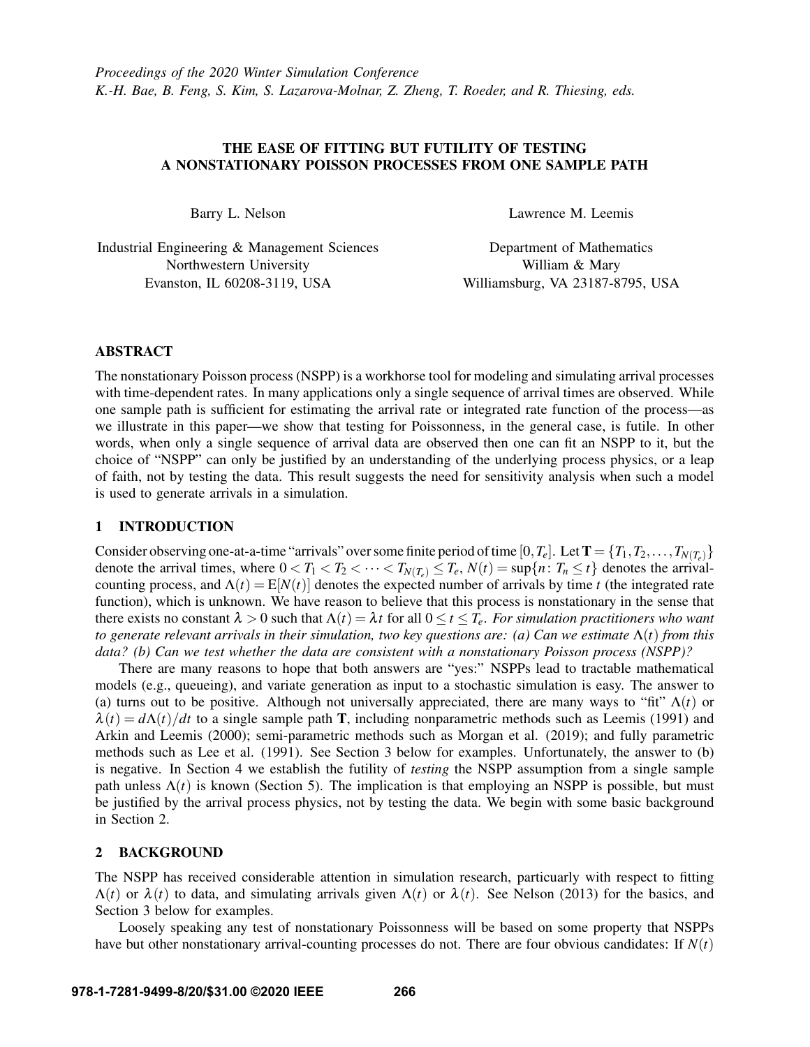*Proceedings of the 2020 Winter Simulation Conference*
*K.-H. Bae, B. Feng, S. Kim, S. Lazarova-Molnar, Z. Zheng, T. Roeder, and R. Thiesing, eds.*

# THE EASE OF FITTING BUT FUTILITY OF TESTING A NONSTATIONARY POISSON PROCESSES FROM ONE SAMPLE PATH

Barry L. Nelson

Industrial Engineering & Management Sciences
Northwestern University
Evanston, IL 60208-3119, USA

Lawrence M. Leemis

Department of Mathematics
William & Mary
Williamsburg, VA 23187-8795, USA

## ABSTRACT

The nonstationary Poisson process (NSPP) is a workhorse tool for modeling and simulating arrival processes with time-dependent rates. In many applications only a single sequence of arrival times are observed. While one sample path is sufficient for estimating the arrival rate or integrated rate function of the process—as we illustrate in this paper—we show that testing for Poissonness, in the general case, is futile. In other words, when only a single sequence of arrival data are observed then one can fit an NSPP to it, but the choice of "NSPP" can only be justified by an understanding of the underlying process physics, or a leap of faith, not by testing the data. This result suggests the need for sensitivity analysis when such a model is used to generate arrivals in a simulation.

## 1 INTRODUCTION

Consider observing one-at-a-time "arrivals" over some finite period of time $[0,T_e]$. Let $\mathbf{T} = \{T_1, T_2, \ldots, T_{N(T_e)}\}$ denote the arrival times, where $0 < T_1 < T_2 < \cdots < T_{N(T_e)} \leq T_e$, $N(t) = \sup\{n\colon T_n \leq t\}$ denotes the arrival-counting process, and $\Lambda(t) = \mathrm{E}[N(t)]$ denotes the expected number of arrivals by time $t$ (the integrated rate function), which is unknown. We have reason to believe that this process is nonstationary in the sense that there exists no constant $\lambda > 0$ such that $\Lambda(t) = \lambda t$ for all $0 \leq t \leq T_e$. *For simulation practitioners who want to generate relevant arrivals in their simulation, two key questions are: (a) Can we estimate $\Lambda(t)$ from this data? (b) Can we test whether the data are consistent with a nonstationary Poisson process (NSPP)?*

There are many reasons to hope that both answers are "yes:" NSPPs lead to tractable mathematical models (e.g., queueing), and variate generation as input to a stochastic simulation is easy. The answer to (a) turns out to be positive. Although not universally appreciated, there are many ways to "fit" $\Lambda(t)$ or $\lambda(t) = d\Lambda(t)/dt$ to a single sample path $\mathbf{T}$, including nonparametric methods such as Leemis (1991) and Arkin and Leemis (2000); semi-parametric methods such as Morgan et al. (2019); and fully parametric methods such as Lee et al. (1991). See Section 3 below for examples. Unfortunately, the answer to (b) is negative. In Section 4 we establish the futility of *testing* the NSPP assumption from a single sample path unless $\Lambda(t)$ is known (Section 5). The implication is that employing an NSPP is possible, but must be justified by the arrival process physics, not by testing the data. We begin with some basic background in Section 2.

## 2 BACKGROUND

The NSPP has received considerable attention in simulation research, particularly with respect to fitting $\Lambda(t)$ or $\lambda(t)$ to data, and simulating arrivals given $\Lambda(t)$ or $\lambda(t)$. See Nelson (2013) for the basics, and Section 3 below for examples.

Loosely speaking any test of nonstationary Poissonness will be based on some property that NSPPs have but other nonstationary arrival-counting processes do not. There are four obvious candidates: If $N(t)$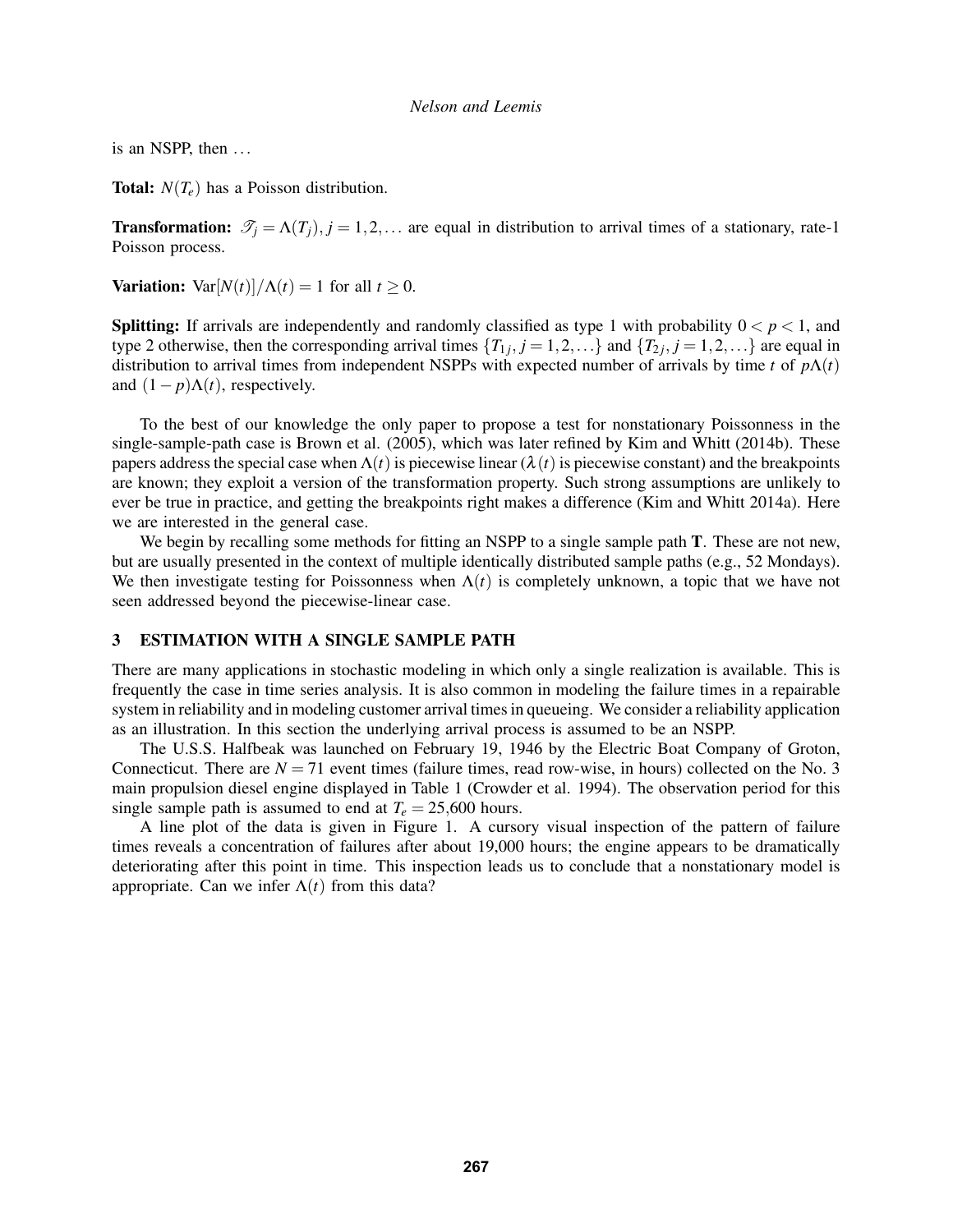is an NSPP, then ...

**Total:** $N(T_e)$ has a Poisson distribution.

**Transformation:** $\mathscr{T}_j = \Lambda(T_j), j = 1,2,\ldots$ are equal in distribution to arrival times of a stationary, rate-1 Poisson process.

**Variation:** $\text{Var}[N(t)]/\Lambda(t) = 1$ for all $t \geq 0$.

**Splitting:** If arrivals are independently and randomly classified as type 1 with probability $0 < p < 1$, and type 2 otherwise, then the corresponding arrival times $\{T_{1j}, j = 1,2,\ldots\}$ and $\{T_{2j}, j = 1,2,\ldots\}$ are equal in distribution to arrival times from independent NSPPs with expected number of arrivals by time $t$ of $p\Lambda(t)$ and $(1-p)\Lambda(t)$, respectively.

To the best of our knowledge the only paper to propose a test for nonstationary Poissonness in the single-sample-path case is Brown et al. (2005), which was later refined by Kim and Whitt (2014b). These papers address the special case when $\Lambda(t)$ is piecewise linear ($\lambda(t)$ is piecewise constant) and the breakpoints are known; they exploit a version of the transformation property. Such strong assumptions are unlikely to ever be true in practice, and getting the breakpoints right makes a difference (Kim and Whitt 2014a). Here we are interested in the general case.

We begin by recalling some methods for fitting an NSPP to a single sample path **T**. These are not new, but are usually presented in the context of multiple identically distributed sample paths (e.g., 52 Mondays). We then investigate testing for Poissonness when $\Lambda(t)$ is completely unknown, a topic that we have not seen addressed beyond the piecewise-linear case.

## 3 ESTIMATION WITH A SINGLE SAMPLE PATH

There are many applications in stochastic modeling in which only a single realization is available. This is frequently the case in time series analysis. It is also common in modeling the failure times in a repairable system in reliability and in modeling customer arrival times in queueing. We consider a reliability application as an illustration. In this section the underlying arrival process is assumed to be an NSPP.

The U.S.S. Halfbeak was launched on February 19, 1946 by the Electric Boat Company of Groton, Connecticut. There are $N = 71$ event times (failure times, read row-wise, in hours) collected on the No. 3 main propulsion diesel engine displayed in Table 1 (Crowder et al. 1994). The observation period for this single sample path is assumed to end at $T_e = 25{,}600$ hours.

A line plot of the data is given in Figure 1. A cursory visual inspection of the pattern of failure times reveals a concentration of failures after about 19,000 hours; the engine appears to be dramatically deteriorating after this point in time. This inspection leads us to conclude that a nonstationary model is appropriate. Can we infer $\Lambda(t)$ from this data?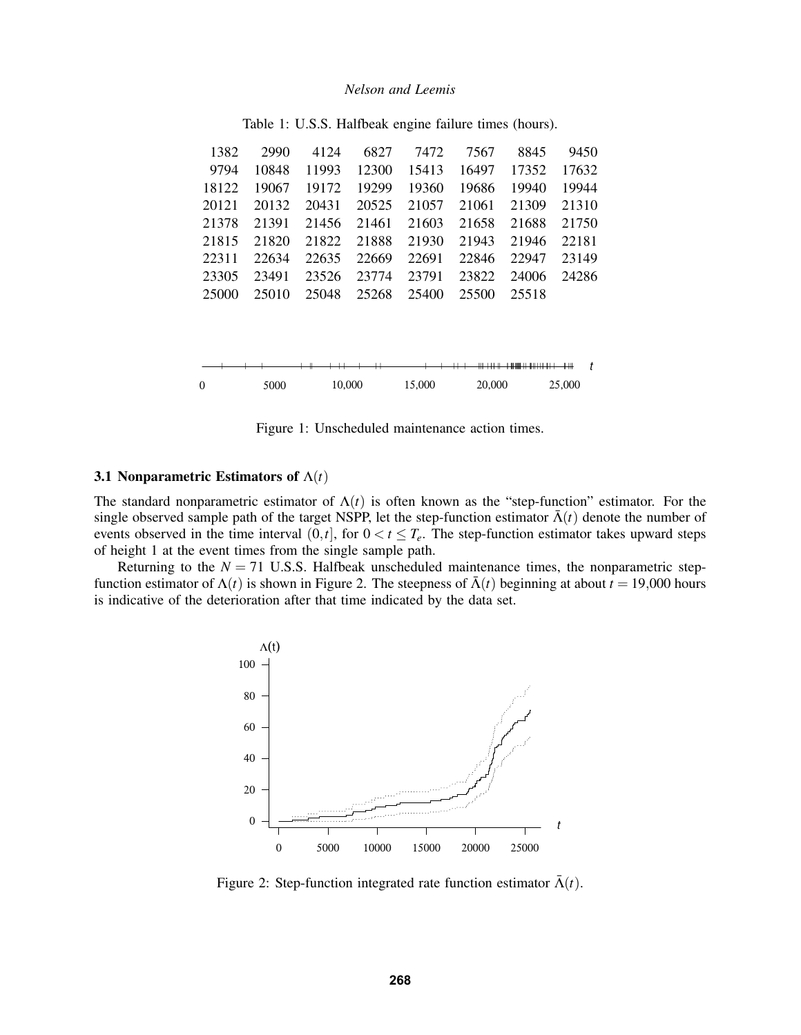Table 1: U.S.S. Halfbeak engine failure times (hours).

| | | | | | | | |
|---|---|---|---|---|---|---|---|
| 1382 | 2990 | 4124 | 6827 | 7472 | 7567 | 8845 | 9450 |
| 9794 | 10848 | 11993 | 12300 | 15413 | 16497 | 17352 | 17632 |
| 18122 | 19067 | 19172 | 19299 | 19360 | 19686 | 19940 | 19944 |
| 20121 | 20132 | 20431 | 20525 | 21057 | 21061 | 21309 | 21310 |
| 21378 | 21391 | 21456 | 21461 | 21603 | 21658 | 21688 | 21750 |
| 21815 | 21820 | 21822 | 21888 | 21930 | 21943 | 21946 | 22181 |
| 22311 | 22634 | 22635 | 22669 | 22691 | 22846 | 22947 | 23149 |
| 23305 | 23491 | 23526 | 23774 | 23791 | 23822 | 24006 | 24286 |
| 25000 | 25010 | 25048 | 25268 | 25400 | 25500 | 25518 | |

Figure 1: Unscheduled maintenance action times.

### 3.1 Nonparametric Estimators of $\Lambda(t)$

The standard nonparametric estimator of $\Lambda(t)$ is often known as the "step-function" estimator. For the single observed sample path of the target NSPP, let the step-function estimator $\bar{\Lambda}(t)$ denote the number of events observed in the time interval $(0,t]$, for $0 < t \leq T_e$. The step-function estimator takes upward steps of height 1 at the event times from the single sample path.

Returning to the $N = 71$ U.S.S. Halfbeak unscheduled maintenance times, the nonparametric step-function estimator of $\Lambda(t)$ is shown in Figure 2. The steepness of $\bar{\Lambda}(t)$ beginning at about $t = 19{,}000$ hours is indicative of the deterioration after that time indicated by the data set.

Figure 2: Step-function integrated rate function estimator $\bar{\Lambda}(t)$.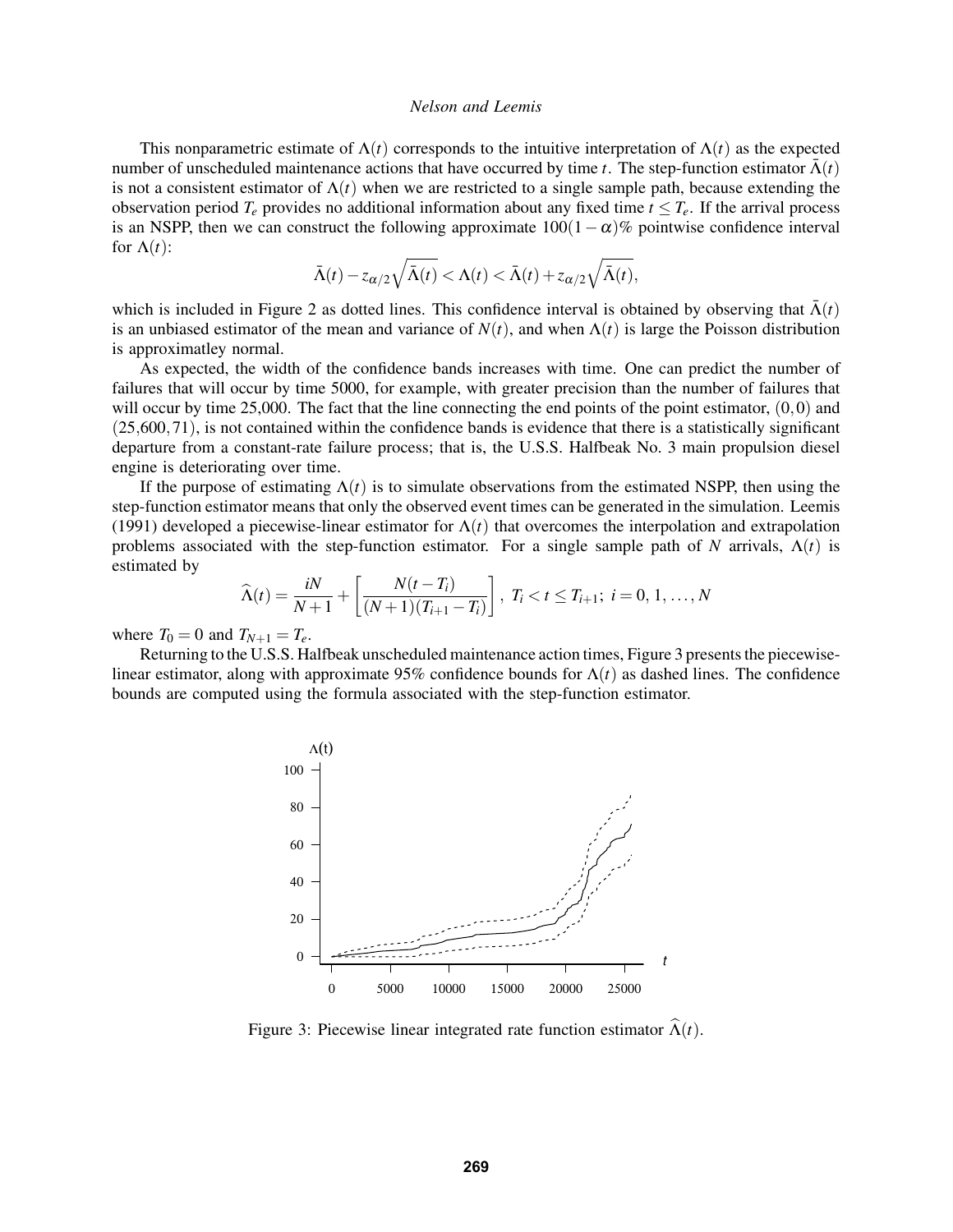This nonparametric estimate of $\Lambda(t)$ corresponds to the intuitive interpretation of $\Lambda(t)$ as the expected number of unscheduled maintenance actions that have occurred by time $t$. The step-function estimator $\bar{\Lambda}(t)$ is not a consistent estimator of $\Lambda(t)$ when we are restricted to a single sample path, because extending the observation period $T_e$ provides no additional information about any fixed time $t \le T_e$. If the arrival process is an NSPP, then we can construct the following approximate $100(1-\alpha)\%$ pointwise confidence interval for $\Lambda(t)$:

$$\bar{\Lambda}(t) - z_{\alpha/2}\sqrt{\bar{\Lambda}(t)} < \Lambda(t) < \bar{\Lambda}(t) + z_{\alpha/2}\sqrt{\bar{\Lambda}(t)},$$

which is included in Figure 2 as dotted lines. This confidence interval is obtained by observing that $\bar{\Lambda}(t)$ is an unbiased estimator of the mean and variance of $N(t)$, and when $\Lambda(t)$ is large the Poisson distribution is approximatley normal.

As expected, the width of the confidence bands increases with time. One can predict the number of failures that will occur by time 5000, for example, with greater precision than the number of failures that will occur by time 25,000. The fact that the line connecting the end points of the point estimator, $(0,0)$ and $(25{,}600, 71)$, is not contained within the confidence bands is evidence that there is a statistically significant departure from a constant-rate failure process; that is, the U.S.S. Halfbeak No. 3 main propulsion diesel engine is deteriorating over time.

If the purpose of estimating $\Lambda(t)$ is to simulate observations from the estimated NSPP, then using the step-function estimator means that only the observed event times can be generated in the simulation. Leemis (1991) developed a piecewise-linear estimator for $\Lambda(t)$ that overcomes the interpolation and extrapolation problems associated with the step-function estimator. For a single sample path of $N$ arrivals, $\Lambda(t)$ is estimated by

$$\widehat{\Lambda}(t) = \frac{iN}{N+1} + \left[\frac{N(t-T_i)}{(N+1)(T_{i+1}-T_i)}\right],\ T_i < t \le T_{i+1};\ i = 0, 1, \ldots, N$$

where $T_0 = 0$ and $T_{N+1} = T_e$.

Returning to the U.S.S. Halfbeak unscheduled maintenance action times, Figure 3 presents the piecewise-linear estimator, along with approximate 95% confidence bounds for $\Lambda(t)$ as dashed lines. The confidence bounds are computed using the formula associated with the step-function estimator.

Figure 3: Piecewise linear integrated rate function estimator $\widehat{\Lambda}(t)$.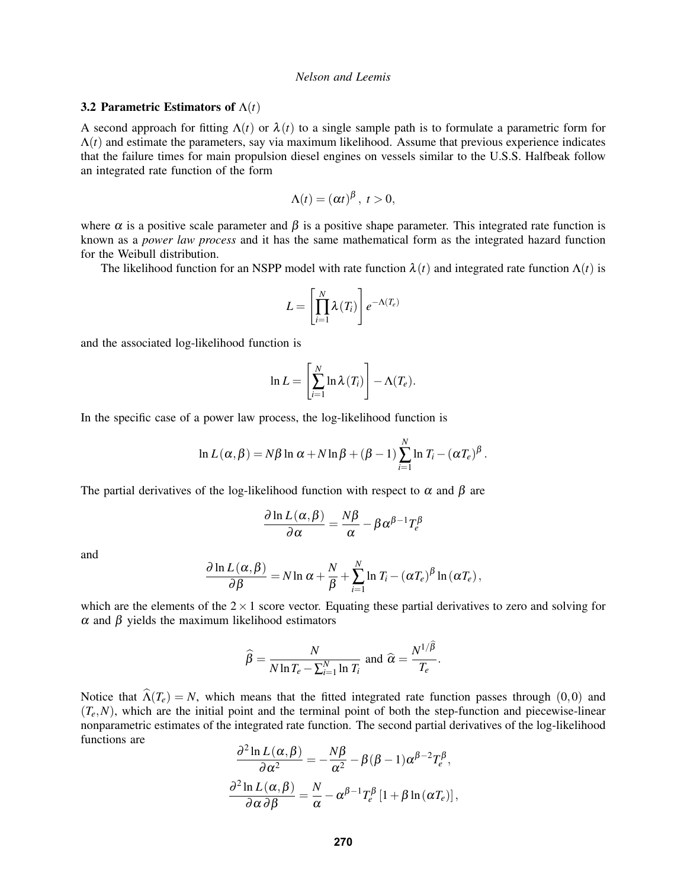### 3.2 Parametric Estimators of $\Lambda(t)$

A second approach for fitting $\Lambda(t)$ or $\lambda(t)$ to a single sample path is to formulate a parametric form for $\Lambda(t)$ and estimate the parameters, say via maximum likelihood. Assume that previous experience indicates that the failure times for main propulsion diesel engines on vessels similar to the U.S.S. Halfbeak follow an integrated rate function of the form

$$\Lambda(t) = (\alpha t)^{\beta}, \; t > 0,$$

where $\alpha$ is a positive scale parameter and $\beta$ is a positive shape parameter. This integrated rate function is known as a *power law process* and it has the same mathematical form as the integrated hazard function for the Weibull distribution.

The likelihood function for an NSPP model with rate function $\lambda(t)$ and integrated rate function $\Lambda(t)$ is

$$L = \left[\prod_{i=1}^{N} \lambda(T_i)\right] e^{-\Lambda(T_e)}$$

and the associated log-likelihood function is

$$\ln L = \left[\sum_{i=1}^{N} \ln \lambda(T_i)\right] - \Lambda(T_e).$$

In the specific case of a power law process, the log-likelihood function is

$$\ln L(\alpha, \beta) = N\beta \ln \alpha + N \ln \beta + (\beta - 1) \sum_{i=1}^{N} \ln T_i - (\alpha T_e)^{\beta}.$$

The partial derivatives of the log-likelihood function with respect to $\alpha$ and $\beta$ are

$$\frac{\partial \ln L(\alpha, \beta)}{\partial \alpha} = \frac{N\beta}{\alpha} - \beta \alpha^{\beta - 1} T_e^{\beta}$$

and

$$\frac{\partial \ln L(\alpha, \beta)}{\partial \beta} = N \ln \alpha + \frac{N}{\beta} + \sum_{i=1}^{N} \ln T_i - (\alpha T_e)^{\beta} \ln(\alpha T_e),$$

which are the elements of the $2 \times 1$ score vector. Equating these partial derivatives to zero and solving for $\alpha$ and $\beta$ yields the maximum likelihood estimators

$$\widehat{\beta} = \frac{N}{N \ln T_e - \sum_{i=1}^{N} \ln T_i} \text{ and } \widehat{\alpha} = \frac{N^{1/\widehat{\beta}}}{T_e}.$$

Notice that $\widehat{\Lambda}(T_e) = N$, which means that the fitted integrated rate function passes through $(0,0)$ and $(T_e, N)$, which are the initial point and the terminal point of both the step-function and piecewise-linear nonparametric estimates of the integrated rate function. The second partial derivatives of the log-likelihood functions are

$$\frac{\partial^2 \ln L(\alpha, \beta)}{\partial \alpha^2} = -\frac{N\beta}{\alpha^2} - \beta(\beta - 1)\alpha^{\beta - 2} T_e^{\beta},$$

$$\frac{\partial^2 \ln L(\alpha, \beta)}{\partial \alpha \, \partial \beta} = \frac{N}{\alpha} - \alpha^{\beta - 1} T_e^{\beta} \left[1 + \beta \ln(\alpha T_e)\right],$$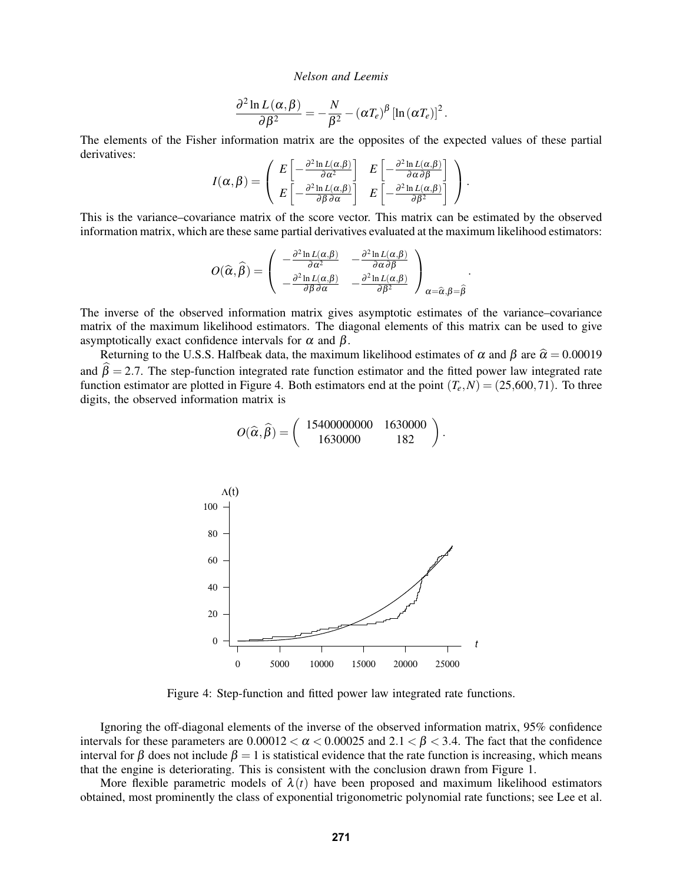$$\frac{\partial^2 \ln L(\alpha, \beta)}{\partial \beta^2} = -\frac{N}{\beta^2} - (\alpha T_e)^\beta \left[\ln(\alpha T_e)\right]^2.$$

The elements of the Fisher information matrix are the opposites of the expected values of these partial derivatives:

$$I(\alpha, \beta) = \begin{pmatrix} E\left[-\frac{\partial^2 \ln L(\alpha,\beta)}{\partial \alpha^2}\right] & E\left[-\frac{\partial^2 \ln L(\alpha,\beta)}{\partial \alpha \, \partial \beta}\right] \\ E\left[-\frac{\partial^2 \ln L(\alpha,\beta)}{\partial \beta \, \partial \alpha}\right] & E\left[-\frac{\partial^2 \ln L(\alpha,\beta)}{\partial \beta^2}\right] \end{pmatrix}.$$

This is the variance–covariance matrix of the score vector. This matrix can be estimated by the observed information matrix, which are these same partial derivatives evaluated at the maximum likelihood estimators:

$$O(\widehat{\alpha}, \widehat{\beta}) = \begin{pmatrix} -\frac{\partial^2 \ln L(\alpha,\beta)}{\partial \alpha^2} & -\frac{\partial^2 \ln L(\alpha,\beta)}{\partial \alpha \, \partial \beta} \\ -\frac{\partial^2 \ln L(\alpha,\beta)}{\partial \beta \, \partial \alpha} & -\frac{\partial^2 \ln L(\alpha,\beta)}{\partial \beta^2} \end{pmatrix}_{\alpha = \widehat{\alpha}, \beta = \widehat{\beta}}.$$

The inverse of the observed information matrix gives asymptotic estimates of the variance–covariance matrix of the maximum likelihood estimators. The diagonal elements of this matrix can be used to give asymptotically exact confidence intervals for $\alpha$ and $\beta$.

Returning to the U.S.S. Halfbeak data, the maximum likelihood estimates of $\alpha$ and $\beta$ are $\widehat{\alpha} = 0.00019$ and $\widehat{\beta} = 2.7$. The step-function integrated rate function estimator and the fitted power law integrated rate function estimator are plotted in Figure 4. Both estimators end at the point $(T_e, N) = (25{,}600, 71)$. To three digits, the observed information matrix is

$$O(\widehat{\alpha}, \widehat{\beta}) = \begin{pmatrix} 15400000000 & 1630000 \\ 1630000 & 182 \end{pmatrix}.$$

Figure 4: Step-function and fitted power law integrated rate functions.

Ignoring the off-diagonal elements of the inverse of the observed information matrix, 95% confidence intervals for these parameters are $0.00012 < \alpha < 0.00025$ and $2.1 < \beta < 3.4$. The fact that the confidence interval for $\beta$ does not include $\beta = 1$ is statistical evidence that the rate function is increasing, which means that the engine is deteriorating. This is consistent with the conclusion drawn from Figure 1.

More flexible parametric models of $\lambda(t)$ have been proposed and maximum likelihood estimators obtained, most prominently the class of exponential trigonometric polynomial rate functions; see Lee et al.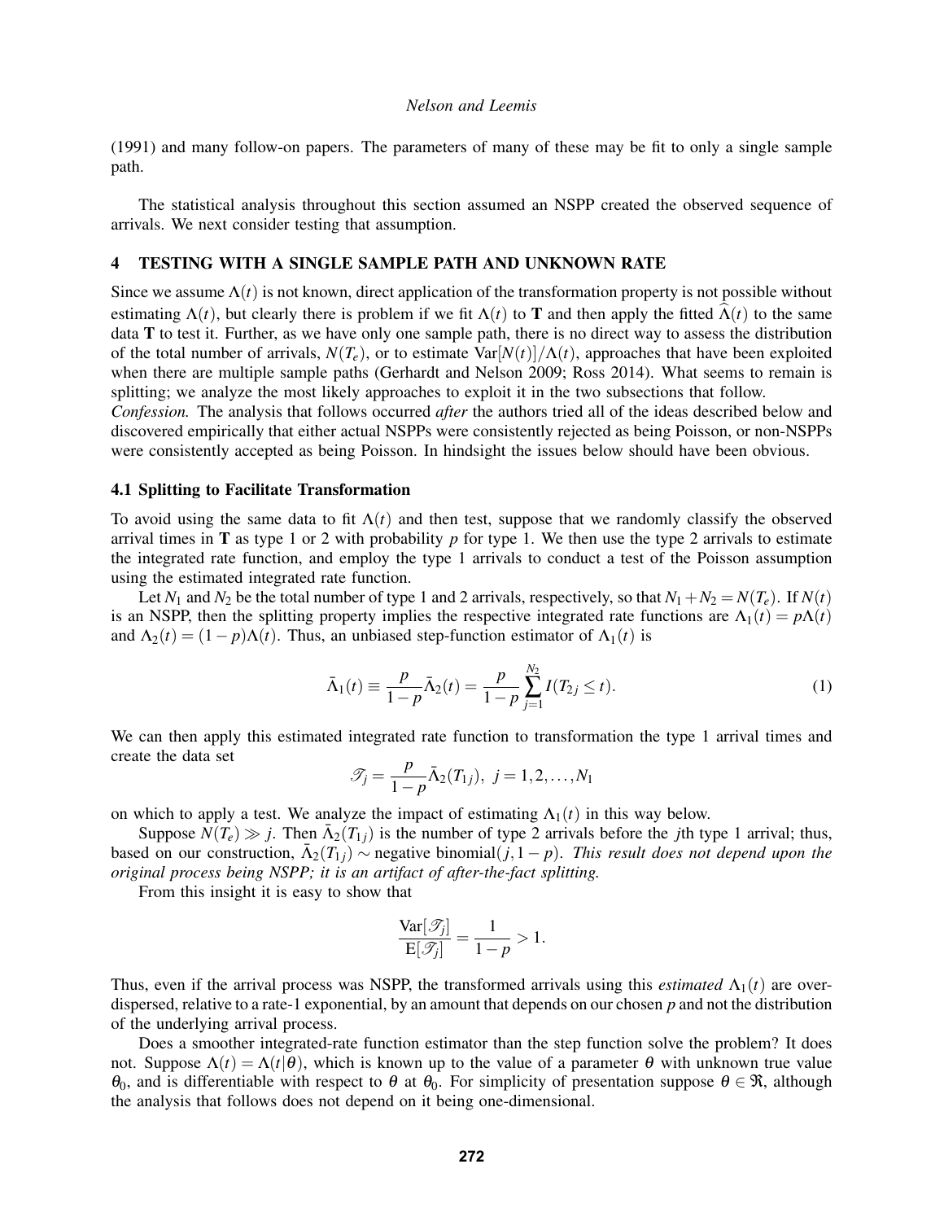(1991) and many follow-on papers. The parameters of many of these may be fit to only a single sample path.

The statistical analysis throughout this section assumed an NSPP created the observed sequence of arrivals. We next consider testing that assumption.

## 4 TESTING WITH A SINGLE SAMPLE PATH AND UNKNOWN RATE

Since we assume $\Lambda(t)$ is not known, direct application of the transformation property is not possible without estimating $\Lambda(t)$, but clearly there is problem if we fit $\Lambda(t)$ to $\mathbf{T}$ and then apply the fitted $\widehat{\Lambda}(t)$ to the same data $\mathbf{T}$ to test it. Further, as we have only one sample path, there is no direct way to assess the distribution of the total number of arrivals, $N(T_e)$, or to estimate $\mathrm{Var}[N(t)]/\Lambda(t)$, approaches that have been exploited when there are multiple sample paths (Gerhardt and Nelson 2009; Ross 2014). What seems to remain is splitting; we analyze the most likely approaches to exploit it in the two subsections that follow.
*Confession.* The analysis that follows occurred *after* the authors tried all of the ideas described below and discovered empirically that either actual NSPPs were consistently rejected as being Poisson, or non-NSPPs were consistently accepted as being Poisson. In hindsight the issues below should have been obvious.

### 4.1 Splitting to Facilitate Transformation

To avoid using the same data to fit $\Lambda(t)$ and then test, suppose that we randomly classify the observed arrival times in $\mathbf{T}$ as type 1 or 2 with probability $p$ for type 1. We then use the type 2 arrivals to estimate the integrated rate function, and employ the type 1 arrivals to conduct a test of the Poisson assumption using the estimated integrated rate function.

Let $N_1$ and $N_2$ be the total number of type 1 and 2 arrivals, respectively, so that $N_1 + N_2 = N(T_e)$. If $N(t)$ is an NSPP, then the splitting property implies the respective integrated rate functions are $\Lambda_1(t) = p\Lambda(t)$ and $\Lambda_2(t) = (1-p)\Lambda(t)$. Thus, an unbiased step-function estimator of $\Lambda_1(t)$ is

$$\bar{\Lambda}_1(t) \equiv \frac{p}{1-p}\bar{\Lambda}_2(t) = \frac{p}{1-p}\sum_{j=1}^{N_2} I(T_{2j} \leq t). \tag{1}$$

We can then apply this estimated integrated rate function to transformation the type 1 arrival times and create the data set

$$\mathscr{T}_j = \frac{p}{1-p}\bar{\Lambda}_2(T_{1j}),\ j = 1,2,\ldots,N_1$$

on which to apply a test. We analyze the impact of estimating $\Lambda_1(t)$ in this way below.

Suppose $N(T_e) \gg j$. Then $\bar{\Lambda}_2(T_{1j})$ is the number of type 2 arrivals before the $j$th type 1 arrival; thus, based on our construction, $\bar{\Lambda}_2(T_{1j}) \sim$ negative binomial$(j, 1-p)$. *This result does not depend upon the original process being NSPP; it is an artifact of after-the-fact splitting.*

From this insight it is easy to show that

$$\frac{\mathrm{Var}[\mathscr{T}_j]}{\mathrm{E}[\mathscr{T}_j]} = \frac{1}{1-p} > 1.$$

Thus, even if the arrival process was NSPP, the transformed arrivals using this *estimated* $\Lambda_1(t)$ are overdispersed, relative to a rate-1 exponential, by an amount that depends on our chosen $p$ and not the distribution of the underlying arrival process.

Does a smoother integrated-rate function estimator than the step function solve the problem? It does not. Suppose $\Lambda(t) = \Lambda(t|\theta)$, which is known up to the value of a parameter $\theta$ with unknown true value $\theta_0$, and is differentiable with respect to $\theta$ at $\theta_0$. For simplicity of presentation suppose $\theta \in \Re$, although the analysis that follows does not depend on it being one-dimensional.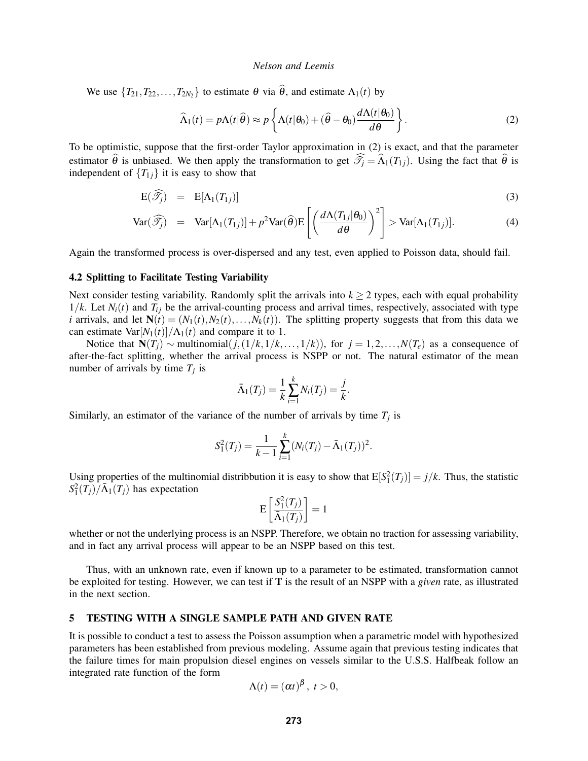We use $\{T_{21}, T_{22}, \ldots, T_{2N_2}\}$ to estimate $\theta$ via $\widehat{\theta}$, and estimate $\Lambda_1(t)$ by

$$\widehat{\Lambda}_1(t) = p\Lambda(t|\widehat{\theta}) \approx p\left\{\Lambda(t|\theta_0) + (\widehat{\theta} - \theta_0)\frac{d\Lambda(t|\theta_0)}{d\theta}\right\}. \tag{2}$$

To be optimistic, suppose that the first-order Taylor approximation in (2) is exact, and that the parameter estimator $\widehat{\theta}$ is unbiased. We then apply the transformation to get $\widehat{\mathscr{T}_j} = \widehat{\Lambda}_1(T_{1j})$. Using the fact that $\widehat{\theta}$ is independent of $\{T_{1j}\}$ it is easy to show that

$$\mathrm{E}(\widehat{\mathscr{T}_j}) = \mathrm{E}[\Lambda_1(T_{1j})] \tag{3}$$

$$\mathrm{Var}(\widehat{\mathscr{T}_j}) = \mathrm{Var}[\Lambda_1(T_{1j})] + p^2\mathrm{Var}(\widehat{\theta})\mathrm{E}\left[\left(\frac{d\Lambda(T_{1j}|\theta_0)}{d\theta}\right)^2\right] > \mathrm{Var}[\Lambda_1(T_{1j})]. \tag{4}$$

Again the transformed process is over-dispersed and any test, even applied to Poisson data, should fail.

### 4.2 Splitting to Facilitate Testing Variability

Next consider testing variability. Randomly split the arrivals into $k \geq 2$ types, each with equal probability $1/k$. Let $N_i(t)$ and $T_{ij}$ be the arrival-counting process and arrival times, respectively, associated with type $i$ arrivals, and let $\mathbf{N}(t) = (N_1(t), N_2(t), \ldots, N_k(t))$. The splitting property suggests that from this data we can estimate $\mathrm{Var}[N_1(t)]/\Lambda_1(t)$ and compare it to 1.

Notice that $\mathbf{N}(T_j) \sim \text{multinomial}(j, (1/k, 1/k, \ldots, 1/k))$, for $j = 1, 2, \ldots, N(T_e)$ as a consequence of after-the-fact splitting, whether the arrival process is NSPP or not. The natural estimator of the mean number of arrivals by time $T_j$ is

$$\bar{\Lambda}_1(T_j) = \frac{1}{k}\sum_{i=1}^{k} N_i(T_j) = \frac{j}{k}.$$

Similarly, an estimator of the variance of the number of arrivals by time $T_j$ is

$$S_1^2(T_j) = \frac{1}{k-1}\sum_{i=1}^{k}(N_i(T_j) - \bar{\Lambda}_1(T_j))^2.$$

Using properties of the multinomial distribbution it is easy to show that $\mathrm{E}[S_1^2(T_j)] = j/k$. Thus, the statistic $S_1^2(T_j)/\bar{\Lambda}_1(T_j)$ has expectation

$$\mathrm{E}\left[\frac{S_1^2(T_j)}{\bar{\Lambda}_1(T_j)}\right] = 1$$

whether or not the underlying process is an NSPP. Therefore, we obtain no traction for assessing variability, and in fact any arrival process will appear to be an NSPP based on this test.

Thus, with an unknown rate, even if known up to a parameter to be estimated, transformation cannot be exploited for testing. However, we can test if $\mathbf{T}$ is the result of an NSPP with a *given* rate, as illustrated in the next section.

## 5 TESTING WITH A SINGLE SAMPLE PATH AND GIVEN RATE

It is possible to conduct a test to assess the Poisson assumption when a parametric model with hypothesized parameters has been established from previous modeling. Assume again that previous testing indicates that the failure times for main propulsion diesel engines on vessels similar to the U.S.S. Halfbeak follow an integrated rate function of the form

$$\Lambda(t) = (\alpha t)^{\beta}, \ t > 0,$$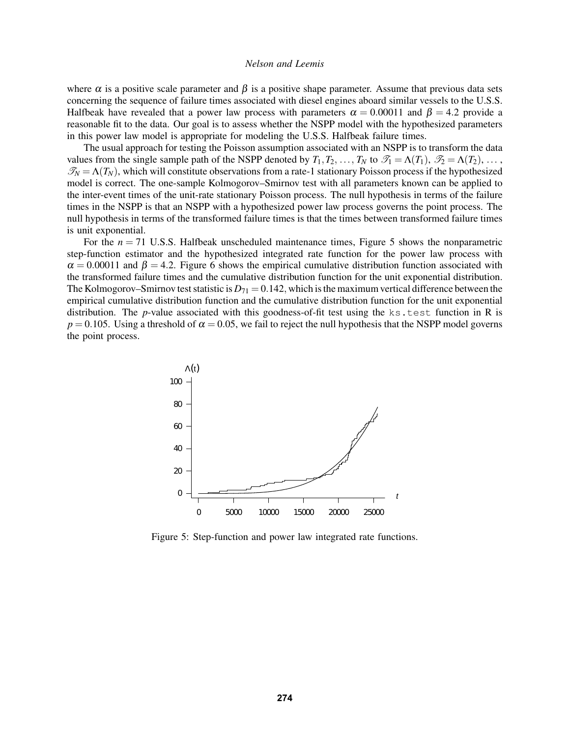where $\alpha$ is a positive scale parameter and $\beta$ is a positive shape parameter. Assume that previous data sets concerning the sequence of failure times associated with diesel engines aboard similar vessels to the U.S.S. Halfbeak have revealed that a power law process with parameters $\alpha = 0.00011$ and $\beta = 4.2$ provide a reasonable fit to the data. Our goal is to assess whether the NSPP model with the hypothesized parameters in this power law model is appropriate for modeling the U.S.S. Halfbeak failure times.

The usual approach for testing the Poisson assumption associated with an NSPP is to transform the data values from the single sample path of the NSPP denoted by $T_1, T_2, \ldots, T_N$ to $\mathscr{T}_1 = \Lambda(T_1)$, $\mathscr{T}_2 = \Lambda(T_2)$, $\ldots$, $\mathscr{T}_N = \Lambda(T_N)$, which will constitute observations from a rate-1 stationary Poisson process if the hypothesized model is correct. The one-sample Kolmogorov–Smirnov test with all parameters known can be applied to the inter-event times of the unit-rate stationary Poisson process. The null hypothesis in terms of the failure times in the NSPP is that an NSPP with a hypothesized power law process governs the point process. The null hypothesis in terms of the transformed failure times is that the times between transformed failure times is unit exponential.

For the $n = 71$ U.S.S. Halfbeak unscheduled maintenance times, Figure 5 shows the nonparametric step-function estimator and the hypothesized integrated rate function for the power law process with $\alpha = 0.00011$ and $\beta = 4.2$. Figure 6 shows the empirical cumulative distribution function associated with the transformed failure times and the cumulative distribution function for the unit exponential distribution. The Kolmogorov–Smirnov test statistic is $D_{71} = 0.142$, which is the maximum vertical difference between the empirical cumulative distribution function and the cumulative distribution function for the unit exponential distribution. The $p$-value associated with this goodness-of-fit test using the `ks.test` function in R is $p = 0.105$. Using a threshold of $\alpha = 0.05$, we fail to reject the null hypothesis that the NSPP model governs the point process.

Figure 5: Step-function and power law integrated rate functions.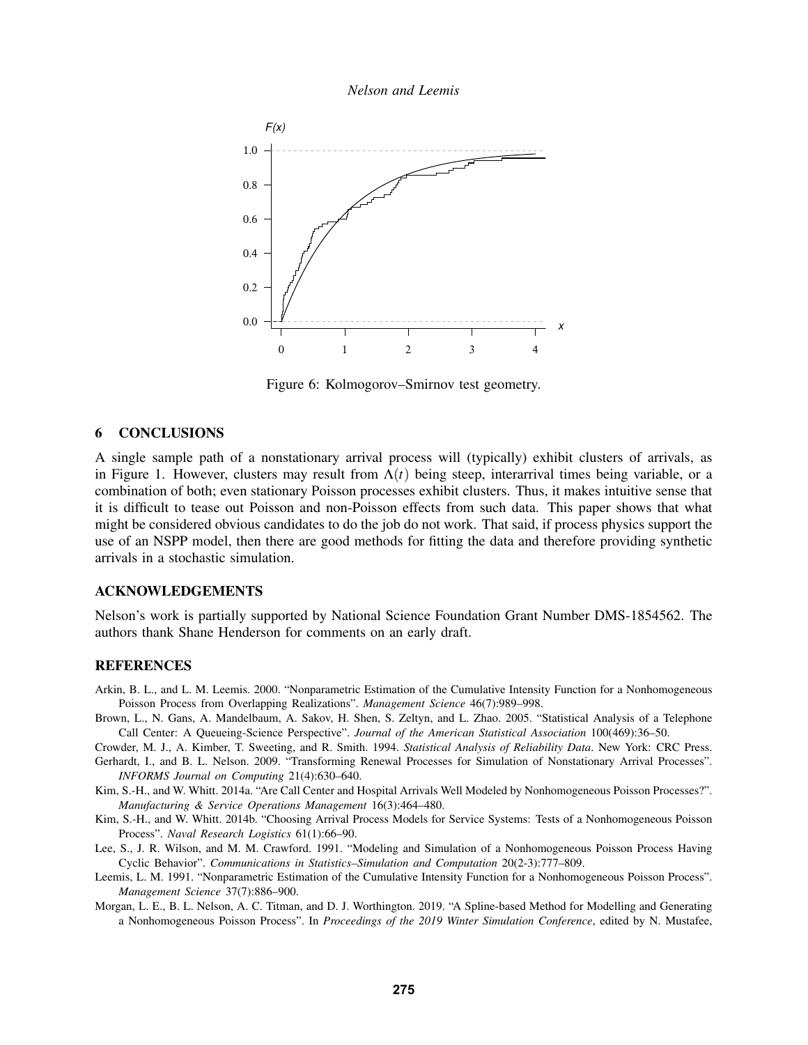Figure 6: Kolmogorov–Smirnov test geometry.

## 6 CONCLUSIONS

A single sample path of a nonstationary arrival process will (typically) exhibit clusters of arrivals, as in Figure 1. However, clusters may result from $\Lambda(t)$ being steep, interarrival times being variable, or a combination of both; even stationary Poisson processes exhibit clusters. Thus, it makes intuitive sense that it is difficult to tease out Poisson and non-Poisson effects from such data. This paper shows that what might be considered obvious candidates to do the job do not work. That said, if process physics support the use of an NSPP model, then there are good methods for fitting the data and therefore providing synthetic arrivals in a stochastic simulation.

## ACKNOWLEDGEMENTS

Nelson's work is partially supported by National Science Foundation Grant Number DMS-1854562. The authors thank Shane Henderson for comments on an early draft.

## REFERENCES

Arkin, B. L., and L. M. Leemis. 2000. "Nonparametric Estimation of the Cumulative Intensity Function for a Nonhomogeneous Poisson Process from Overlapping Realizations". *Management Science* 46(7):989–998.

Brown, L., N. Gans, A. Mandelbaum, A. Sakov, H. Shen, S. Zeltyn, and L. Zhao. 2005. "Statistical Analysis of a Telephone Call Center: A Queueing-Science Perspective". *Journal of the American Statistical Association* 100(469):36–50.

Crowder, M. J., A. Kimber, T. Sweeting, and R. Smith. 1994. *Statistical Analysis of Reliability Data*. New York: CRC Press.

Gerhardt, I., and B. L. Nelson. 2009. "Transforming Renewal Processes for Simulation of Nonstationary Arrival Processes". *INFORMS Journal on Computing* 21(4):630–640.

Kim, S.-H., and W. Whitt. 2014a. "Are Call Center and Hospital Arrivals Well Modeled by Nonhomogeneous Poisson Processes?". *Manufacturing & Service Operations Management* 16(3):464–480.

Kim, S.-H., and W. Whitt. 2014b. "Choosing Arrival Process Models for Service Systems: Tests of a Nonhomogeneous Poisson Process". *Naval Research Logistics* 61(1):66–90.

Lee, S., J. R. Wilson, and M. M. Crawford. 1991. "Modeling and Simulation of a Nonhomogeneous Poisson Process Having Cyclic Behavior". *Communications in Statistics–Simulation and Computation* 20(2-3):777–809.

Leemis, L. M. 1991. "Nonparametric Estimation of the Cumulative Intensity Function for a Nonhomogeneous Poisson Process". *Management Science* 37(7):886–900.

Morgan, L. E., B. L. Nelson, A. C. Titman, and D. J. Worthington. 2019. "A Spline-based Method for Modelling and Generating a Nonhomogeneous Poisson Process". In *Proceedings of the 2019 Winter Simulation Conference*, edited by N. Mustafee,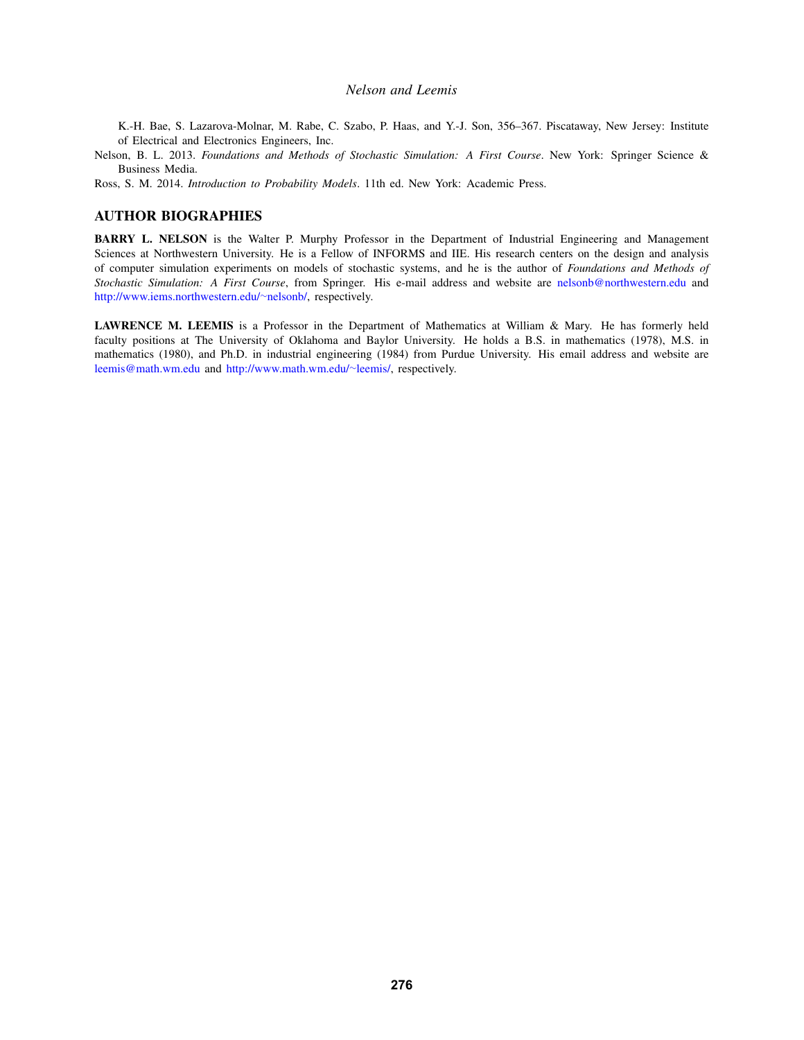K.-H. Bae, S. Lazarova-Molnar, M. Rabe, C. Szabo, P. Haas, and Y.-J. Son, 356–367. Piscataway, New Jersey: Institute of Electrical and Electronics Engineers, Inc.

Nelson, B. L. 2013. *Foundations and Methods of Stochastic Simulation: A First Course*. New York: Springer Science & Business Media.

Ross, S. M. 2014. *Introduction to Probability Models*. 11th ed. New York: Academic Press.

## AUTHOR BIOGRAPHIES

**BARRY L. NELSON** is the Walter P. Murphy Professor in the Department of Industrial Engineering and Management Sciences at Northwestern University. He is a Fellow of INFORMS and IIE. His research centers on the design and analysis of computer simulation experiments on models of stochastic systems, and he is the author of *Foundations and Methods of Stochastic Simulation: A First Course*, from Springer. His e-mail address and website are nelsonb@northwestern.edu and http://www.iems.northwestern.edu/~nelsonb/, respectively.

**LAWRENCE M. LEEMIS** is a Professor in the Department of Mathematics at William & Mary. He has formerly held faculty positions at The University of Oklahoma and Baylor University. He holds a B.S. in mathematics (1978), M.S. in mathematics (1980), and Ph.D. in industrial engineering (1984) from Purdue University. His email address and website are leemis@math.wm.edu and http://www.math.wm.edu/~leemis/, respectively.